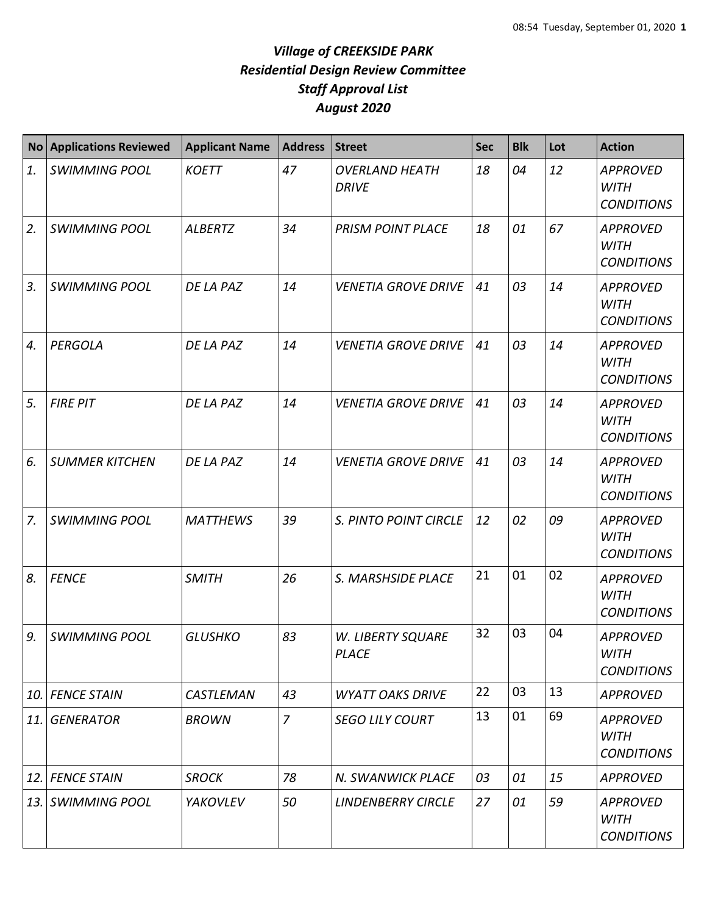# *Village of CREEKSIDE PARK*
## *Residential Design Review Committee*
## *Staff Approval List*
## *August 2020*

| No | Applications Reviewed | Applicant Name | Address | Street | Sec | Blk | Lot | Action |
|---|---|---|---|---|---|---|---|---|
| *1.* | *SWIMMING POOL* | *KOETT* | *47* | *OVERLAND HEATH DRIVE* | *18* | *04* | *12* | *APPROVED WITH CONDITIONS* |
| *2.* | *SWIMMING POOL* | *ALBERTZ* | *34* | *PRISM POINT PLACE* | *18* | *01* | *67* | *APPROVED WITH CONDITIONS* |
| *3.* | *SWIMMING POOL* | *DE LA PAZ* | *14* | *VENETIA GROVE DRIVE* | *41* | *03* | *14* | *APPROVED WITH CONDITIONS* |
| *4.* | *PERGOLA* | *DE LA PAZ* | *14* | *VENETIA GROVE DRIVE* | *41* | *03* | *14* | *APPROVED WITH CONDITIONS* |
| *5.* | *FIRE PIT* | *DE LA PAZ* | *14* | *VENETIA GROVE DRIVE* | *41* | *03* | *14* | *APPROVED WITH CONDITIONS* |
| *6.* | *SUMMER KITCHEN* | *DE LA PAZ* | *14* | *VENETIA GROVE DRIVE* | *41* | *03* | *14* | *APPROVED WITH CONDITIONS* |
| *7.* | *SWIMMING POOL* | *MATTHEWS* | *39* | *S. PINTO POINT CIRCLE* | *12* | *02* | *09* | *APPROVED WITH CONDITIONS* |
| *8.* | *FENCE* | *SMITH* | *26* | *S. MARSHSIDE PLACE* | 21 | 01 | 02 | *APPROVED WITH CONDITIONS* |
| *9.* | *SWIMMING POOL* | *GLUSHKO* | *83* | *W. LIBERTY SQUARE PLACE* | 32 | 03 | 04 | *APPROVED WITH CONDITIONS* |
| *10.* | *FENCE STAIN* | *CASTLEMAN* | *43* | *WYATT OAKS DRIVE* | 22 | 03 | 13 | *APPROVED* |
| *11.* | *GENERATOR* | *BROWN* | *7* | *SEGO LILY COURT* | 13 | 01 | 69 | *APPROVED WITH CONDITIONS* |
| *12.* | *FENCE STAIN* | *SROCK* | *78* | *N. SWANWICK PLACE* | *03* | *01* | *15* | *APPROVED* |
| *13.* | *SWIMMING POOL* | *YAKOVLEV* | *50* | *LINDENBERRY CIRCLE* | *27* | *01* | *59* | *APPROVED WITH CONDITIONS* |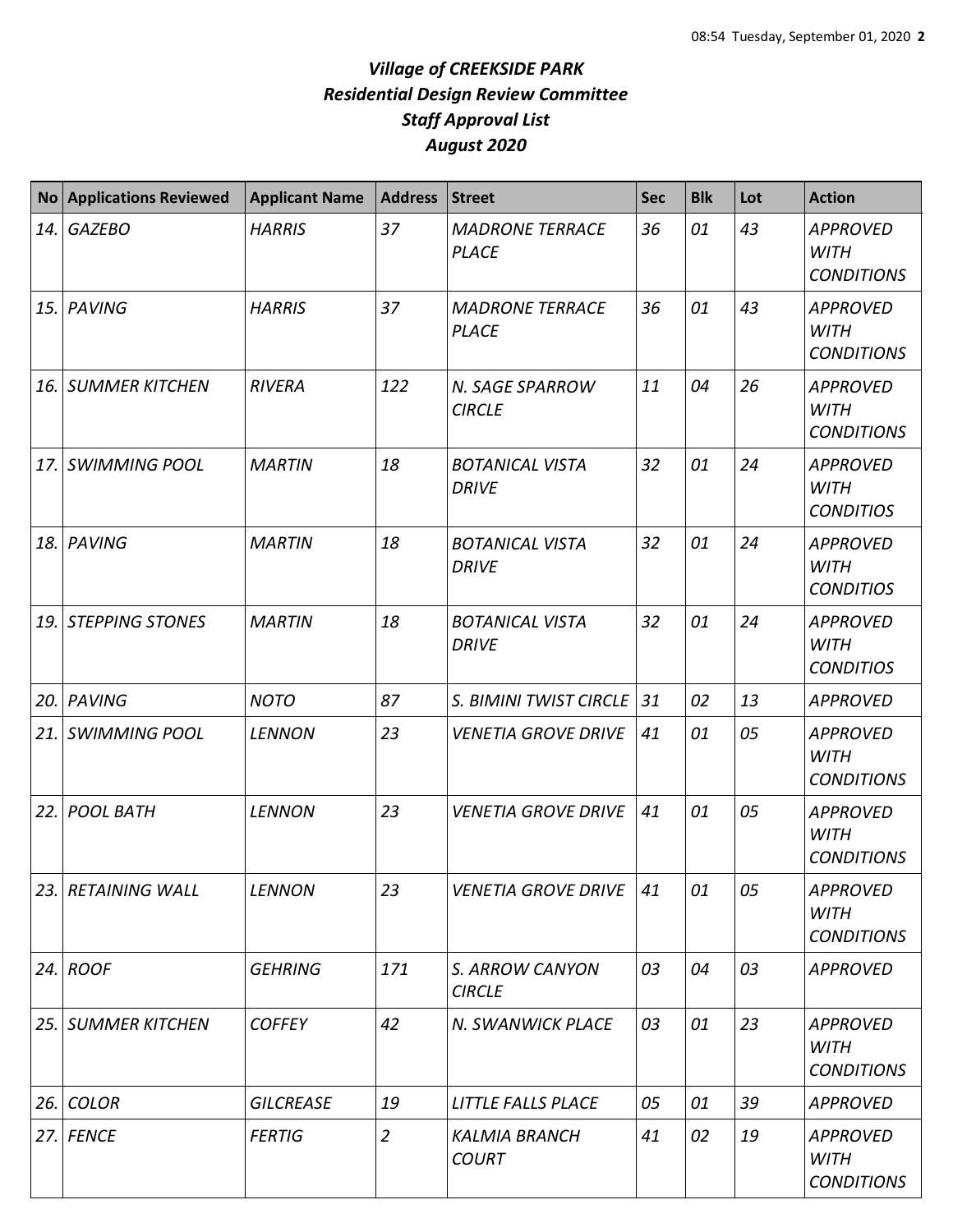# *Village of CREEKSIDE PARK*
## *Residential Design Review Committee*
## *Staff Approval List*
## *August 2020*

| No | Applications Reviewed | Applicant Name | Address | Street | Sec | Blk | Lot | Action |
|---|---|---|---|---|---|---|---|---|
| *14.* | *GAZEBO* | *HARRIS* | *37* | *MADRONE TERRACE PLACE* | *36* | *01* | *43* | *APPROVED WITH CONDITIONS* |
| *15.* | *PAVING* | *HARRIS* | *37* | *MADRONE TERRACE PLACE* | *36* | *01* | *43* | *APPROVED WITH CONDITIONS* |
| *16.* | *SUMMER KITCHEN* | *RIVERA* | *122* | *N. SAGE SPARROW CIRCLE* | *11* | *04* | *26* | *APPROVED WITH CONDITIONS* |
| *17.* | *SWIMMING POOL* | *MARTIN* | *18* | *BOTANICAL VISTA DRIVE* | *32* | *01* | *24* | *APPROVED WITH CONDITIOS* |
| *18.* | *PAVING* | *MARTIN* | *18* | *BOTANICAL VISTA DRIVE* | *32* | *01* | *24* | *APPROVED WITH CONDITIOS* |
| *19.* | *STEPPING STONES* | *MARTIN* | *18* | *BOTANICAL VISTA DRIVE* | *32* | *01* | *24* | *APPROVED WITH CONDITIOS* |
| *20.* | *PAVING* | *NOTO* | *87* | *S. BIMINI TWIST CIRCLE* | *31* | *02* | *13* | *APPROVED* |
| *21.* | *SWIMMING POOL* | *LENNON* | *23* | *VENETIA GROVE DRIVE* | *41* | *01* | *05* | *APPROVED WITH CONDITIONS* |
| *22.* | *POOL BATH* | *LENNON* | *23* | *VENETIA GROVE DRIVE* | *41* | *01* | *05* | *APPROVED WITH CONDITIONS* |
| *23.* | *RETAINING WALL* | *LENNON* | *23* | *VENETIA GROVE DRIVE* | *41* | *01* | *05* | *APPROVED WITH CONDITIONS* |
| *24.* | *ROOF* | *GEHRING* | *171* | *S. ARROW CANYON CIRCLE* | *03* | *04* | *03* | *APPROVED* |
| *25.* | *SUMMER KITCHEN* | *COFFEY* | *42* | *N. SWANWICK PLACE* | *03* | *01* | *23* | *APPROVED WITH CONDITIONS* |
| *26.* | *COLOR* | *GILCREASE* | *19* | *LITTLE FALLS PLACE* | *05* | *01* | *39* | *APPROVED* |
| *27.* | *FENCE* | *FERTIG* | *2* | *KALMIA BRANCH COURT* | *41* | *02* | *19* | *APPROVED WITH CONDITIONS* |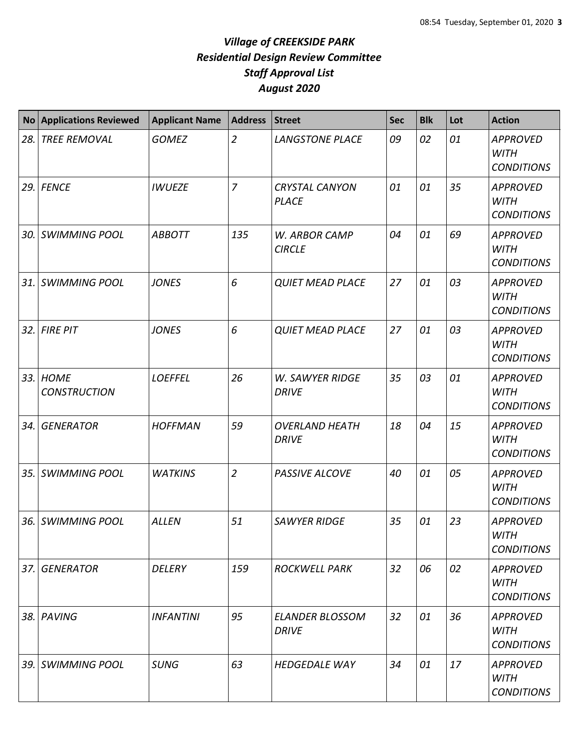# *Village of CREEKSIDE PARK*
## *Residential Design Review Committee*
## *Staff Approval List*
## *August 2020*

| No | Applications Reviewed | Applicant Name | Address | Street | Sec | Blk | Lot | Action |
|---|---|---|---|---|---|---|---|---|
| *28.* | *TREE REMOVAL* | *GOMEZ* | *2* | *LANGSTONE PLACE* | *09* | *02* | *01* | *APPROVED WITH CONDITIONS* |
| *29.* | *FENCE* | *IWUEZE* | *7* | *CRYSTAL CANYON PLACE* | *01* | *01* | *35* | *APPROVED WITH CONDITIONS* |
| *30.* | *SWIMMING POOL* | *ABBOTT* | *135* | *W. ARBOR CAMP CIRCLE* | *04* | *01* | *69* | *APPROVED WITH CONDITIONS* |
| *31.* | *SWIMMING POOL* | *JONES* | *6* | *QUIET MEAD PLACE* | *27* | *01* | *03* | *APPROVED WITH CONDITIONS* |
| *32.* | *FIRE PIT* | *JONES* | *6* | *QUIET MEAD PLACE* | *27* | *01* | *03* | *APPROVED WITH CONDITIONS* |
| *33.* | *HOME CONSTRUCTION* | *LOEFFEL* | *26* | *W. SAWYER RIDGE DRIVE* | *35* | *03* | *01* | *APPROVED WITH CONDITIONS* |
| *34.* | *GENERATOR* | *HOFFMAN* | *59* | *OVERLAND HEATH DRIVE* | *18* | *04* | *15* | *APPROVED WITH CONDITIONS* |
| *35.* | *SWIMMING POOL* | *WATKINS* | *2* | *PASSIVE ALCOVE* | *40* | *01* | *05* | *APPROVED WITH CONDITIONS* |
| *36.* | *SWIMMING POOL* | *ALLEN* | *51* | *SAWYER RIDGE* | *35* | *01* | *23* | *APPROVED WITH CONDITIONS* |
| *37.* | *GENERATOR* | *DELERY* | *159* | *ROCKWELL PARK* | *32* | *06* | *02* | *APPROVED WITH CONDITIONS* |
| *38.* | *PAVING* | *INFANTINI* | *95* | *ELANDER BLOSSOM DRIVE* | *32* | *01* | *36* | *APPROVED WITH CONDITIONS* |
| *39.* | *SWIMMING POOL* | *SUNG* | *63* | *HEDGEDALE WAY* | *34* | *01* | *17* | *APPROVED WITH CONDITIONS* |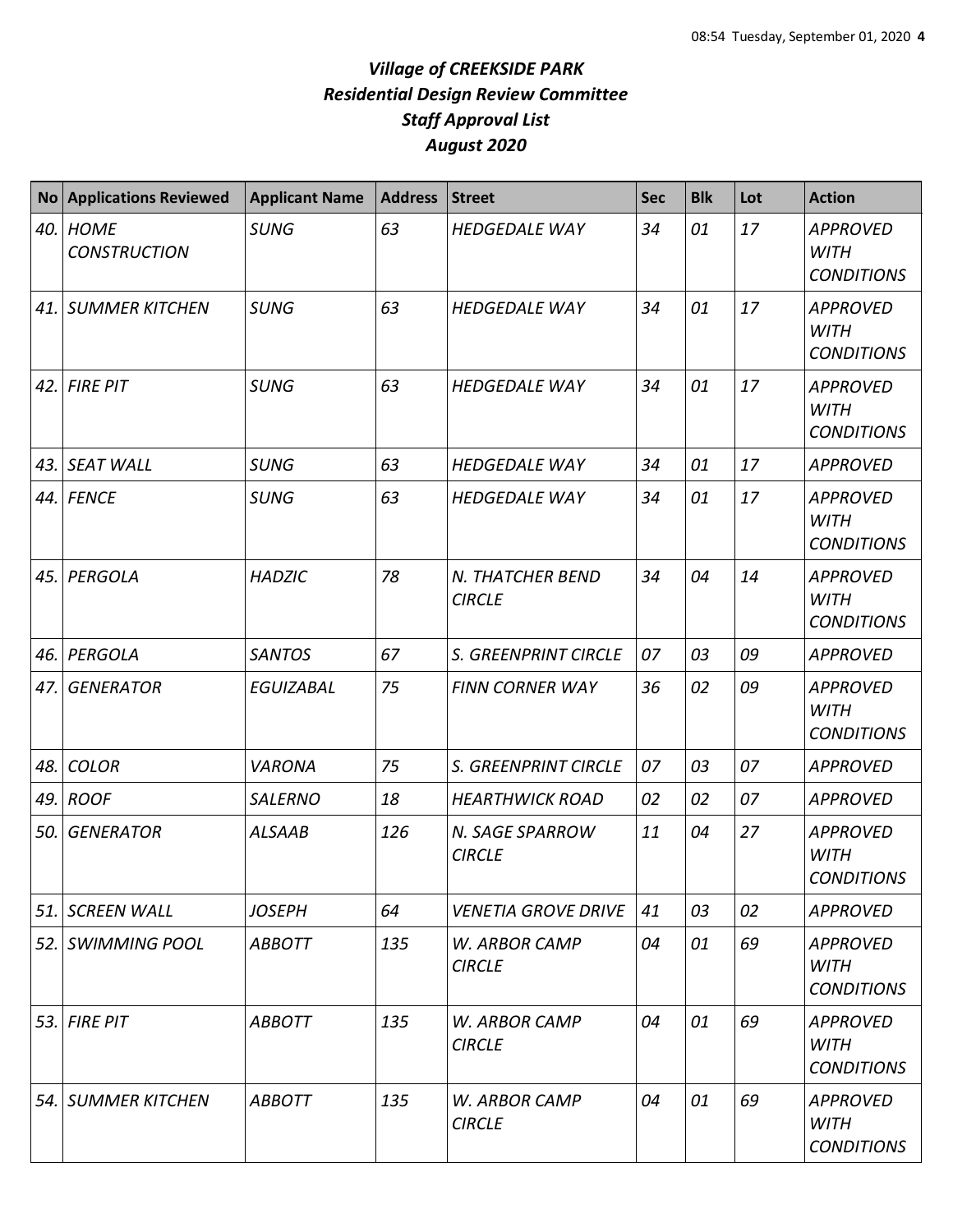# *Village of CREEKSIDE PARK*
## *Residential Design Review Committee*
## *Staff Approval List*
## *August 2020*

| No | Applications Reviewed | Applicant Name | Address | Street | Sec | Blk | Lot | Action |
|---|---|---|---|---|---|---|---|---|
| 40. | *HOME CONSTRUCTION* | *SUNG* | *63* | *HEDGEDALE WAY* | *34* | *01* | *17* | *APPROVED WITH CONDITIONS* |
| 41. | *SUMMER KITCHEN* | *SUNG* | *63* | *HEDGEDALE WAY* | *34* | *01* | *17* | *APPROVED WITH CONDITIONS* |
| 42. | *FIRE PIT* | *SUNG* | *63* | *HEDGEDALE WAY* | *34* | *01* | *17* | *APPROVED WITH CONDITIONS* |
| 43. | *SEAT WALL* | *SUNG* | *63* | *HEDGEDALE WAY* | *34* | *01* | *17* | *APPROVED* |
| 44. | *FENCE* | *SUNG* | *63* | *HEDGEDALE WAY* | *34* | *01* | *17* | *APPROVED WITH CONDITIONS* |
| 45. | *PERGOLA* | *HADZIC* | *78* | *N. THATCHER BEND CIRCLE* | *34* | *04* | *14* | *APPROVED WITH CONDITIONS* |
| 46. | *PERGOLA* | *SANTOS* | *67* | *S. GREENPRINT CIRCLE* | *07* | *03* | *09* | *APPROVED* |
| 47. | *GENERATOR* | *EGUIZABAL* | *75* | *FINN CORNER WAY* | *36* | *02* | *09* | *APPROVED WITH CONDITIONS* |
| 48. | *COLOR* | *VARONA* | *75* | *S. GREENPRINT CIRCLE* | *07* | *03* | *07* | *APPROVED* |
| 49. | *ROOF* | *SALERNO* | *18* | *HEARTHWICK ROAD* | *02* | *02* | *07* | *APPROVED* |
| 50. | *GENERATOR* | *ALSAAB* | *126* | *N. SAGE SPARROW CIRCLE* | *11* | *04* | *27* | *APPROVED WITH CONDITIONS* |
| 51. | *SCREEN WALL* | *JOSEPH* | *64* | *VENETIA GROVE DRIVE* | *41* | *03* | *02* | *APPROVED* |
| 52. | *SWIMMING POOL* | *ABBOTT* | *135* | *W. ARBOR CAMP CIRCLE* | *04* | *01* | *69* | *APPROVED WITH CONDITIONS* |
| 53. | *FIRE PIT* | *ABBOTT* | *135* | *W. ARBOR CAMP CIRCLE* | *04* | *01* | *69* | *APPROVED WITH CONDITIONS* |
| 54. | *SUMMER KITCHEN* | *ABBOTT* | *135* | *W. ARBOR CAMP CIRCLE* | *04* | *01* | *69* | *APPROVED WITH CONDITIONS* |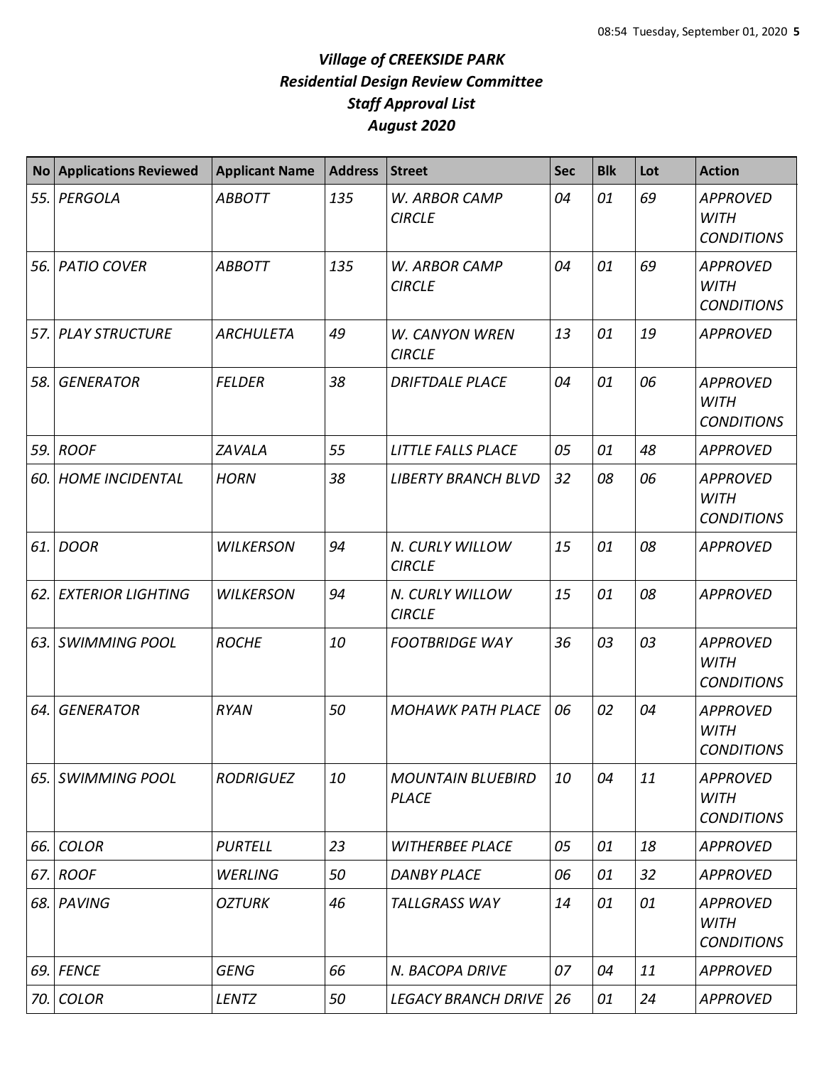# *Village of CREEKSIDE PARK*
## *Residential Design Review Committee*
## *Staff Approval List*
## *August 2020*

| No | Applications Reviewed | Applicant Name | Address | Street | Sec | Blk | Lot | Action |
|---|---|---|---|---|---|---|---|---|
| 55. | PERGOLA | ABBOTT | 135 | W. ARBOR CAMP CIRCLE | 04 | 01 | 69 | APPROVED WITH CONDITIONS |
| 56. | PATIO COVER | ABBOTT | 135 | W. ARBOR CAMP CIRCLE | 04 | 01 | 69 | APPROVED WITH CONDITIONS |
| 57. | PLAY STRUCTURE | ARCHULETA | 49 | W. CANYON WREN CIRCLE | 13 | 01 | 19 | APPROVED |
| 58. | GENERATOR | FELDER | 38 | DRIFTDALE PLACE | 04 | 01 | 06 | APPROVED WITH CONDITIONS |
| 59. | ROOF | ZAVALA | 55 | LITTLE FALLS PLACE | 05 | 01 | 48 | APPROVED |
| 60. | HOME INCIDENTAL | HORN | 38 | LIBERTY BRANCH BLVD | 32 | 08 | 06 | APPROVED WITH CONDITIONS |
| 61. | DOOR | WILKERSON | 94 | N. CURLY WILLOW CIRCLE | 15 | 01 | 08 | APPROVED |
| 62. | EXTERIOR LIGHTING | WILKERSON | 94 | N. CURLY WILLOW CIRCLE | 15 | 01 | 08 | APPROVED |
| 63. | SWIMMING POOL | ROCHE | 10 | FOOTBRIDGE WAY | 36 | 03 | 03 | APPROVED WITH CONDITIONS |
| 64. | GENERATOR | RYAN | 50 | MOHAWK PATH PLACE | 06 | 02 | 04 | APPROVED WITH CONDITIONS |
| 65. | SWIMMING POOL | RODRIGUEZ | 10 | MOUNTAIN BLUEBIRD PLACE | 10 | 04 | 11 | APPROVED WITH CONDITIONS |
| 66. | COLOR | PURTELL | 23 | WITHERBEE PLACE | 05 | 01 | 18 | APPROVED |
| 67. | ROOF | WERLING | 50 | DANBY PLACE | 06 | 01 | 32 | APPROVED |
| 68. | PAVING | OZTURK | 46 | TALLGRASS WAY | 14 | 01 | 01 | APPROVED WITH CONDITIONS |
| 69. | FENCE | GENG | 66 | N. BACOPA DRIVE | 07 | 04 | 11 | APPROVED |
| 70. | COLOR | LENTZ | 50 | LEGACY BRANCH DRIVE | 26 | 01 | 24 | APPROVED |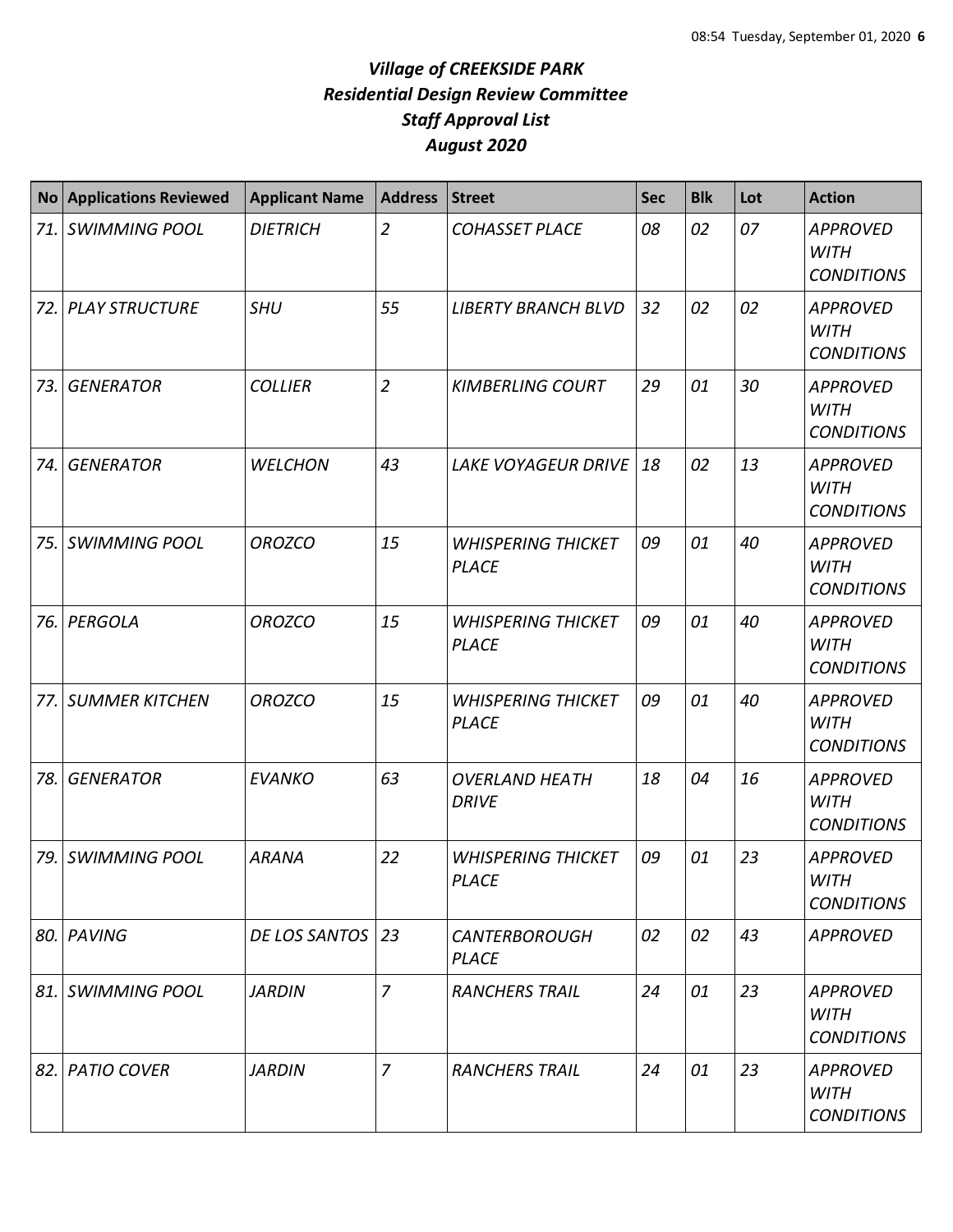# *Village of CREEKSIDE PARK*
# *Residential Design Review Committee*
# *Staff Approval List*
# *August 2020*

| No | Applications Reviewed | Applicant Name | Address | Street | Sec | Blk | Lot | Action |
|---|---|---|---|---|---|---|---|---|
| *71.* | *SWIMMING POOL* | *DIETRICH* | *2* | *COHASSET PLACE* | *08* | *02* | *07* | *APPROVED WITH CONDITIONS* |
| *72.* | *PLAY STRUCTURE* | *SHU* | *55* | *LIBERTY BRANCH BLVD* | *32* | *02* | *02* | *APPROVED WITH CONDITIONS* |
| *73.* | *GENERATOR* | *COLLIER* | *2* | *KIMBERLING COURT* | *29* | *01* | *30* | *APPROVED WITH CONDITIONS* |
| *74.* | *GENERATOR* | *WELCHON* | *43* | *LAKE VOYAGEUR DRIVE* | *18* | *02* | *13* | *APPROVED WITH CONDITIONS* |
| *75.* | *SWIMMING POOL* | *OROZCO* | *15* | *WHISPERING THICKET PLACE* | *09* | *01* | *40* | *APPROVED WITH CONDITIONS* |
| *76.* | *PERGOLA* | *OROZCO* | *15* | *WHISPERING THICKET PLACE* | *09* | *01* | *40* | *APPROVED WITH CONDITIONS* |
| *77.* | *SUMMER KITCHEN* | *OROZCO* | *15* | *WHISPERING THICKET PLACE* | *09* | *01* | *40* | *APPROVED WITH CONDITIONS* |
| *78.* | *GENERATOR* | *EVANKO* | *63* | *OVERLAND HEATH DRIVE* | *18* | *04* | *16* | *APPROVED WITH CONDITIONS* |
| *79.* | *SWIMMING POOL* | *ARANA* | *22* | *WHISPERING THICKET PLACE* | *09* | *01* | *23* | *APPROVED WITH CONDITIONS* |
| *80.* | *PAVING* | *DE LOS SANTOS* | *23* | *CANTERBOROUGH PLACE* | *02* | *02* | *43* | *APPROVED* |
| *81.* | *SWIMMING POOL* | *JARDIN* | *7* | *RANCHERS TRAIL* | *24* | *01* | *23* | *APPROVED WITH CONDITIONS* |
| *82.* | *PATIO COVER* | *JARDIN* | *7* | *RANCHERS TRAIL* | *24* | *01* | *23* | *APPROVED WITH CONDITIONS* |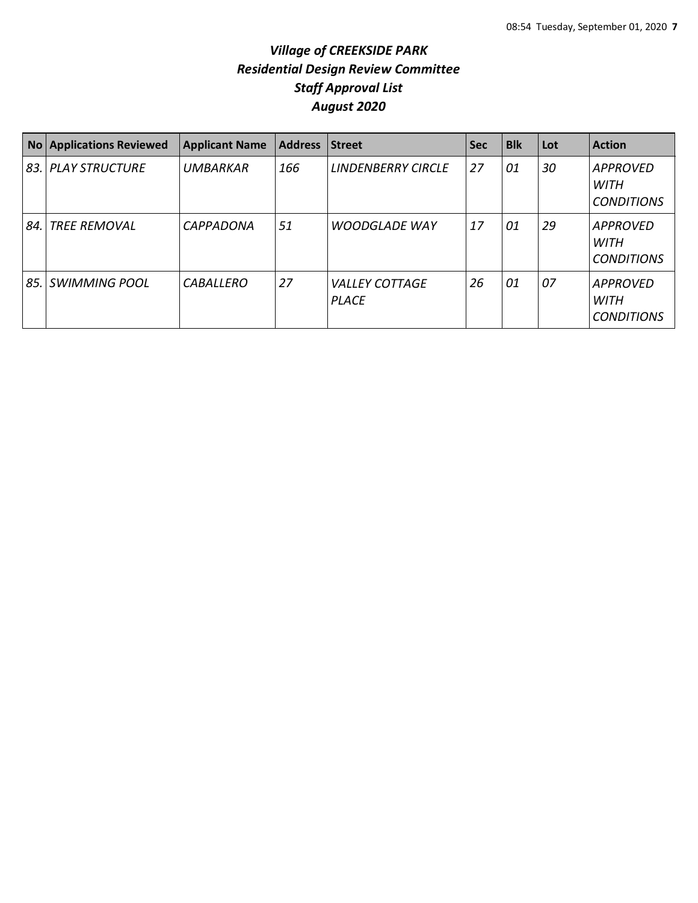# *Village of CREEKSIDE PARK*
## *Residential Design Review Committee*
## *Staff Approval List*
## *August 2020*

| No | Applications Reviewed | Applicant Name | Address | Street | Sec | Blk | Lot | Action |
|---|---|---|---|---|---|---|---|---|
| *83.* | *PLAY STRUCTURE* | *UMBARKAR* | *166* | *LINDENBERRY CIRCLE* | *27* | *01* | *30* | *APPROVED WITH CONDITIONS* |
| *84.* | *TREE REMOVAL* | *CAPPADONA* | *51* | *WOODGLADE WAY* | *17* | *01* | *29* | *APPROVED WITH CONDITIONS* |
| *85.* | *SWIMMING POOL* | *CABALLERO* | *27* | *VALLEY COTTAGE PLACE* | *26* | *01* | *07* | *APPROVED WITH CONDITIONS* |